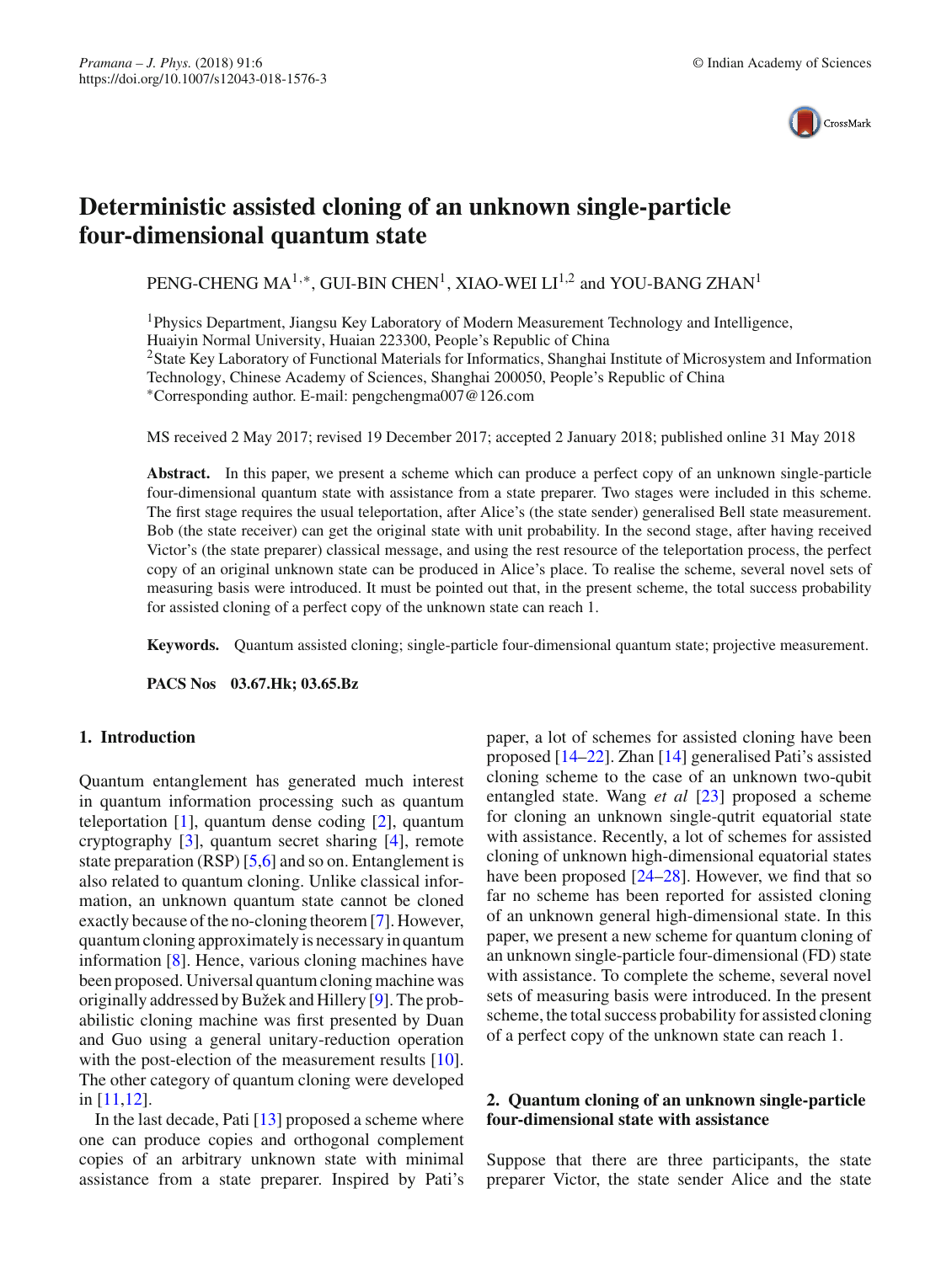# Deterministic assisted cloning of an unknown single-particle four-dimensional quantum state

PENG-CHENG MA[1,*], GUI-BIN CHEN[1], XIAO-WEI LI[1,2] and YOU-BANG ZHAN[1]

[1]Physics Department, Jiangsu Key Laboratory of Modern Measurement Technology and Intelligence, Huaiyin Normal University, Huaian 223300, People's Republic of China
[2]State Key Laboratory of Functional Materials for Informatics, Shanghai Institute of Microsystem and Information Technology, Chinese Academy of Sciences, Shanghai 200050, People's Republic of China
*Corresponding author. E-mail: pengchengma007@126.com

MS received 2 May 2017; revised 19 December 2017; accepted 2 January 2018; published online 31 May 2018

**Abstract.** In this paper, we present a scheme which can produce a perfect copy of an unknown single-particle four-dimensional quantum state with assistance from a state preparer. Two stages were included in this scheme. The first stage requires the usual teleportation, after Alice's (the state sender) generalised Bell state measurement. Bob (the state receiver) can get the original state with unit probability. In the second stage, after having received Victor's (the state preparer) classical message, and using the rest resource of the teleportation process, the perfect copy of an original unknown state can be produced in Alice's place. To realise the scheme, several novel sets of measuring basis were introduced. It must be pointed out that, in the present scheme, the total success probability for assisted cloning of a perfect copy of the unknown state can reach 1.

**Keywords.** Quantum assisted cloning; single-particle four-dimensional quantum state; projective measurement.

**PACS Nos** 03.67.Hk; 03.65.Bz

## 1. Introduction

Quantum entanglement has generated much interest in quantum information processing such as quantum teleportation [1], quantum dense coding [2], quantum cryptography [3], quantum secret sharing [4], remote state preparation (RSP) [5,6] and so on. Entanglement is also related to quantum cloning. Unlike classical information, an unknown quantum state cannot be cloned exactly because of the no-cloning theorem [7]. However, quantum cloning approximately is necessary in quantum information [8]. Hence, various cloning machines have been proposed. Universal quantum cloning machine was originally addressed by Bužek and Hillery [9]. The probabilistic cloning machine was first presented by Duan and Guo using a general unitary-reduction operation with the post-election of the measurement results [10]. The other category of quantum cloning were developed in [11,12].

In the last decade, Pati [13] proposed a scheme where one can produce copies and orthogonal complement copies of an arbitrary unknown state with minimal assistance from a state preparer. Inspired by Pati's paper, a lot of schemes for assisted cloning have been proposed [14–22]. Zhan [14] generalised Pati's assisted cloning scheme to the case of an unknown two-qubit entangled state. Wang *et al* [23] proposed a scheme for cloning an unknown single-qutrit equatorial state with assistance. Recently, a lot of schemes for assisted cloning of unknown high-dimensional equatorial states have been proposed [24–28]. However, we find that so far no scheme has been reported for assisted cloning of an unknown general high-dimensional state. In this paper, we present a new scheme for quantum cloning of an unknown single-particle four-dimensional (FD) state with assistance. To complete the scheme, several novel sets of measuring basis were introduced. In the present scheme, the total success probability for assisted cloning of a perfect copy of the unknown state can reach 1.

## 2. Quantum cloning of an unknown single-particle four-dimensional state with assistance

Suppose that there are three participants, the state preparer Victor, the state sender Alice and the state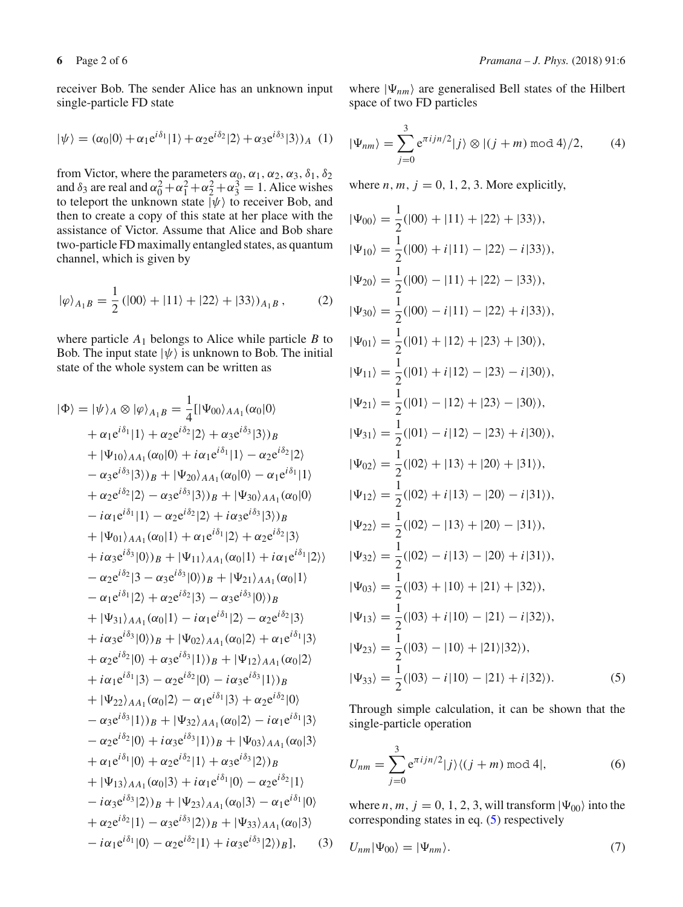receiver Bob. The sender Alice has an unknown input single-particle FD state

$$|\psi\rangle = (\alpha_0|0\rangle + \alpha_1 e^{i\delta_1}|1\rangle + \alpha_2 e^{i\delta_2}|2\rangle + \alpha_3 e^{i\delta_3}|3\rangle)_A \quad (1)$$

from Victor, where the parameters $\alpha_0$, $\alpha_1$, $\alpha_2$, $\alpha_3$, $\delta_1$, $\delta_2$ and $\delta_3$ are real and $\alpha_0^2+\alpha_1^2+\alpha_2^2+\alpha_3^3=1$. Alice wishes to teleport the unknown state $|\psi\rangle$ to receiver Bob, and then to create a copy of this state at her place with the assistance of Victor. Assume that Alice and Bob share two-particle FD maximally entangled states, as quantum channel, which is given by

$$|\varphi\rangle_{A_1B} = \frac{1}{2}\left(|00\rangle + |11\rangle + |22\rangle + |33\rangle\right)_{A_1B}, \quad (2)$$

where particle $A_1$ belongs to Alice while particle $B$ to Bob. The input state $|\psi\rangle$ is unknown to Bob. The initial state of the whole system can be written as

$$\begin{aligned}
|\Phi\rangle = |\psi\rangle_A \otimes |\varphi\rangle_{A_1B} = \frac{1}{4}[&|\Psi_{00}\rangle_{AA_1}(\alpha_0|0\rangle \\
&+ \alpha_1 e^{i\delta_1}|1\rangle + \alpha_2 e^{i\delta_2}|2\rangle + \alpha_3 e^{i\delta_3}|3\rangle)_B \\
&+ |\Psi_{10}\rangle_{AA_1}(\alpha_0|0\rangle + i\alpha_1 e^{i\delta_1}|1\rangle - \alpha_2 e^{i\delta_2}|2\rangle \\
&- \alpha_3 e^{i\delta_3}|3\rangle)_B + |\Psi_{20}\rangle_{AA_1}(\alpha_0|0\rangle - \alpha_1 e^{i\delta_1}|1\rangle \\
&+ \alpha_2 e^{i\delta_2}|2\rangle - \alpha_3 e^{i\delta_3}|3\rangle)_B + |\Psi_{30}\rangle_{AA_1}(\alpha_0|0\rangle \\
&- i\alpha_1 e^{i\delta_1}|1\rangle - \alpha_2 e^{i\delta_2}|2\rangle + i\alpha_3 e^{i\delta_3}|3\rangle)_B \\
&+ |\Psi_{01}\rangle_{AA_1}(\alpha_0|1\rangle + \alpha_1 e^{i\delta_1}|2\rangle + \alpha_2 e^{i\delta_2}|3\rangle \\
&+ i\alpha_3 e^{i\delta_3}|0\rangle)_B + |\Psi_{11}\rangle_{AA_1}(\alpha_0|1\rangle + i\alpha_1 e^{i\delta_1}|2\rangle\rangle \\
&- \alpha_2 e^{i\delta_2}|3 - \alpha_3 e^{i\delta_3}|0\rangle)_B + |\Psi_{21}\rangle_{AA_1}(\alpha_0|1\rangle \\
&- \alpha_1 e^{i\delta_1}|2\rangle + \alpha_2 e^{i\delta_2}|3\rangle - \alpha_3 e^{i\delta_3}|0\rangle)_B \\
&+ |\Psi_{31}\rangle_{AA_1}(\alpha_0|1\rangle - i\alpha_1 e^{i\delta_1}|2\rangle - \alpha_2 e^{i\delta_2}|3\rangle \\
&+ i\alpha_3 e^{i\delta_3}|0\rangle)_B + |\Psi_{02}\rangle_{AA_1}(\alpha_0|2\rangle + \alpha_1 e^{i\delta_1}|3\rangle \\
&+ \alpha_2 e^{i\delta_2}|0\rangle + \alpha_3 e^{i\delta_3}|1\rangle)_B + |\Psi_{12}\rangle_{AA_1}(\alpha_0|2\rangle \\
&+ i\alpha_1 e^{i\delta_1}|3\rangle - \alpha_2 e^{i\delta_2}|0\rangle - i\alpha_3 e^{i\delta_3}|1\rangle)_B \\
&+ |\Psi_{22}\rangle_{AA_1}(\alpha_0|2\rangle - \alpha_1 e^{i\delta_1}|3\rangle + \alpha_2 e^{i\delta_2}|0\rangle \\
&- \alpha_3 e^{i\delta_3}|1\rangle)_B + |\Psi_{32}\rangle_{AA_1}(\alpha_0|2\rangle - i\alpha_1 e^{i\delta_1}|3\rangle \\
&- \alpha_2 e^{i\delta_2}|0\rangle + i\alpha_3 e^{i\delta_3}|1\rangle)_B + |\Psi_{03}\rangle_{AA_1}(\alpha_0|3\rangle \\
&+ \alpha_1 e^{i\delta_1}|0\rangle + \alpha_2 e^{i\delta_2}|1\rangle + \alpha_3 e^{i\delta_3}|2\rangle)_B \\
&+ |\Psi_{13}\rangle_{AA_1}(\alpha_0|3\rangle + i\alpha_1 e^{i\delta_1}|0\rangle - \alpha_2 e^{i\delta_2}|1\rangle \\
&- i\alpha_3 e^{i\delta_3}|2\rangle)_B + |\Psi_{23}\rangle_{AA_1}(\alpha_0|3\rangle - \alpha_1 e^{i\delta_1}|0\rangle \\
&+ \alpha_2 e^{i\delta_2}|1\rangle - \alpha_3 e^{i\delta_3}|2\rangle)_B + |\Psi_{33}\rangle_{AA_1}(\alpha_0|3\rangle \\
&- i\alpha_1 e^{i\delta_1}|0\rangle - \alpha_2 e^{i\delta_2}|1\rangle + i\alpha_3 e^{i\delta_3}|2\rangle)_B], \quad (3)
\end{aligned}$$

where $|\Psi_{nm}\rangle$ are generalised Bell states of the Hilbert space of two FD particles

$$|\Psi_{nm}\rangle = \sum_{j=0}^{3} e^{\pi ijn/2}|j\rangle \otimes |(j+m) \bmod 4\rangle/2, \quad (4)$$

where $n, m, j = 0, 1, 2, 3$. More explicitly,

$$\begin{aligned}
|\Psi_{00}\rangle &= \frac{1}{2}(|00\rangle + |11\rangle + |22\rangle + |33\rangle), \\
|\Psi_{10}\rangle &= \frac{1}{2}(|00\rangle + i|11\rangle - |22\rangle - i|33\rangle), \\
|\Psi_{20}\rangle &= \frac{1}{2}(|00\rangle - |11\rangle + |22\rangle - |33\rangle), \\
|\Psi_{30}\rangle &= \frac{1}{2}(|00\rangle - i|11\rangle - |22\rangle + i|33\rangle), \\
|\Psi_{01}\rangle &= \frac{1}{2}(|01\rangle + |12\rangle + |23\rangle + |30\rangle), \\
|\Psi_{11}\rangle &= \frac{1}{2}(|01\rangle + i|12\rangle - |23\rangle - i|30\rangle), \\
|\Psi_{21}\rangle &= \frac{1}{2}(|01\rangle - |12\rangle + |23\rangle - |30\rangle), \\
|\Psi_{31}\rangle &= \frac{1}{2}(|01\rangle - i|12\rangle - |23\rangle + i|30\rangle), \\
|\Psi_{02}\rangle &= \frac{1}{2}(|02\rangle + |13\rangle + |20\rangle + |31\rangle), \\
|\Psi_{12}\rangle &= \frac{1}{2}(|02\rangle + i|13\rangle - |20\rangle - i|31\rangle), \\
|\Psi_{22}\rangle &= \frac{1}{2}(|02\rangle - |13\rangle + |20\rangle - |31\rangle), \\
|\Psi_{32}\rangle &= \frac{1}{2}(|02\rangle - i|13\rangle - |20\rangle + i|31\rangle), \\
|\Psi_{03}\rangle &= \frac{1}{2}(|03\rangle + |10\rangle + |21\rangle + |32\rangle), \\
|\Psi_{13}\rangle &= \frac{1}{2}(|03\rangle + i|10\rangle - |21\rangle - i|32\rangle), \\
|\Psi_{23}\rangle &= \frac{1}{2}(|03\rangle - |10\rangle + |21\rangle|32\rangle), \\
|\Psi_{33}\rangle &= \frac{1}{2}(|03\rangle - i|10\rangle - |21\rangle + i|32\rangle). \quad (5)
\end{aligned}$$

Through simple calculation, it can be shown that the single-particle operation

$$U_{nm} = \sum_{j=0}^{3} e^{\pi ijn/2}|j\rangle\langle(j+m) \bmod 4|, \quad (6)$$

where $n, m, j = 0, 1, 2, 3$, will transform $|\Psi_{00}\rangle$ into the corresponding states in eq. (5) respectively

$$U_{nm}|\Psi_{00}\rangle = |\Psi_{nm}\rangle. \quad (7)$$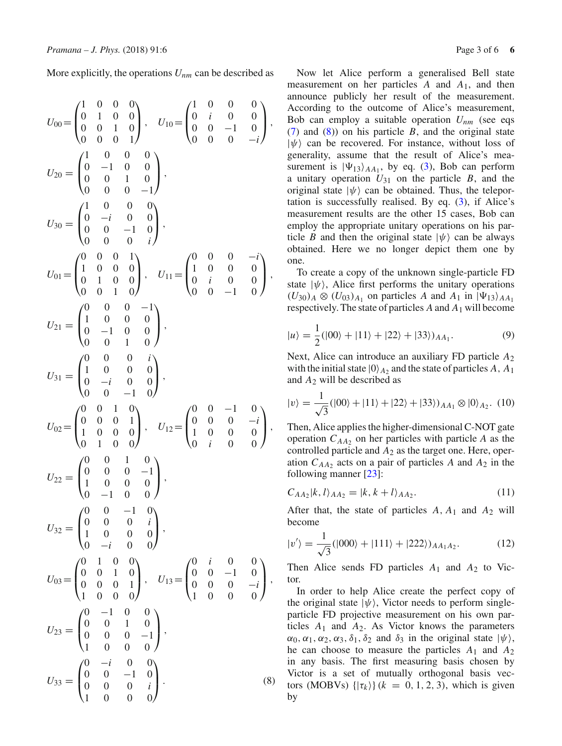More explicitly, the operations $U_{nm}$ can be described as

$$U_{00}=\begin{pmatrix}1&0&0&0\\0&1&0&0\\0&0&1&0\\0&0&0&1\end{pmatrix},\quad U_{10}=\begin{pmatrix}1&0&0&0\\0&i&0&0\\0&0&-1&0\\0&0&0&-i\end{pmatrix},$$

$$U_{20}=\begin{pmatrix}1&0&0&0\\0&-1&0&0\\0&0&1&0\\0&0&0&-1\end{pmatrix},$$

$$U_{30}=\begin{pmatrix}1&0&0&0\\0&-i&0&0\\0&0&-1&0\\0&0&0&i\end{pmatrix},$$

$$U_{01}=\begin{pmatrix}0&0&0&1\\1&0&0&0\\0&1&0&0\\0&0&1&0\end{pmatrix},\quad U_{11}=\begin{pmatrix}0&0&0&-i\\1&0&0&0\\0&i&0&0\\0&0&-1&0\end{pmatrix},$$

$$U_{21}=\begin{pmatrix}0&0&0&-1\\1&0&0&0\\0&-1&0&0\\0&0&1&0\end{pmatrix},$$

$$U_{31}=\begin{pmatrix}0&0&0&i\\1&0&0&0\\0&-i&0&0\\0&0&-1&0\end{pmatrix},$$

$$U_{02}=\begin{pmatrix}0&0&1&0\\0&0&0&1\\1&0&0&0\\0&1&0&0\end{pmatrix},\quad U_{12}=\begin{pmatrix}0&0&-1&0\\0&0&0&-i\\1&0&0&0\\0&i&0&0\end{pmatrix},$$

$$U_{22}=\begin{pmatrix}0&0&1&0\\0&0&0&-1\\1&0&0&0\\0&-1&0&0\end{pmatrix},$$

$$U_{32}=\begin{pmatrix}0&0&-1&0\\0&0&0&i\\1&0&0&0\\0&-i&0&0\end{pmatrix},$$

$$U_{03}=\begin{pmatrix}0&1&0&0\\0&0&1&0\\0&0&0&1\\1&0&0&0\end{pmatrix},\quad U_{13}=\begin{pmatrix}0&i&0&0\\0&0&-1&0\\0&0&0&-i\\1&0&0&0\end{pmatrix},$$

$$U_{23}=\begin{pmatrix}0&-1&0&0\\0&0&1&0\\0&0&0&-1\\1&0&0&0\end{pmatrix},$$

$$U_{33}=\begin{pmatrix}0&-i&0&0\\0&0&-1&0\\0&0&0&i\\1&0&0&0\end{pmatrix}. \tag{8}$$

Now let Alice perform a generalised Bell state measurement on her particles $A$ and $A_1$, and then announce publicly her result of the measurement. According to the outcome of Alice's measurement, Bob can employ a suitable operation $U_{nm}$ (see eqs (7) and (8)) on his particle $B$, and the original state $|\psi\rangle$ can be recovered. For instance, without loss of generality, assume that the result of Alice's measurement is $|\Psi_{13}\rangle_{AA_1}$, by eq. (3), Bob can perform a unitary operation $U_{31}$ on the particle $B$, and the original state $|\psi\rangle$ can be obtained. Thus, the teleportation is successfully realised. By eq. (3), if Alice's measurement results are the other 15 cases, Bob can employ the appropriate unitary operations on his particle $B$ and then the original state $|\psi\rangle$ can be always obtained. Here we no longer depict them one by one.

To create a copy of the unknown single-particle FD state $|\psi\rangle$, Alice first performs the unitary operations $(U_{30})_A \otimes (U_{03})_{A_1}$ on particles $A$ and $A_1$ in $|\Psi_{13}\rangle_{AA_1}$ respectively. The state of particles $A$ and $A_1$ will become

$$|u\rangle = \frac{1}{2}(|00\rangle + |11\rangle + |22\rangle + |33\rangle)_{AA_1}. \tag{9}$$

Next, Alice can introduce an auxiliary FD particle $A_2$ with the initial state $|0\rangle_{A_2}$ and the state of particles $A$, $A_1$ and $A_2$ will be described as

$$|v\rangle = \frac{1}{\sqrt{3}}(|00\rangle + |11\rangle + |22\rangle + |33\rangle)_{AA_1} \otimes |0\rangle_{A_2}. \tag{10}$$

Then, Alice applies the higher-dimensional C-NOT gate operation $C_{AA_2}$ on her particles with particle $A$ as the controlled particle and $A_2$ as the target one. Here, operation $C_{AA_2}$ acts on a pair of particles $A$ and $A_2$ in the following manner [23]:

$$C_{AA_2}|k,l\rangle_{AA_2} = |k,k+l\rangle_{AA_2}. \tag{11}$$

After that, the state of particles $A$, $A_1$ and $A_2$ will become

$$|v'\rangle = \frac{1}{\sqrt{3}}(|000\rangle + |111\rangle + |222\rangle)_{AA_1A_2}. \tag{12}$$

Then Alice sends FD particles $A_1$ and $A_2$ to Victor.

In order to help Alice create the perfect copy of the original state $|\psi\rangle$, Victor needs to perform single-particle FD projective measurement on his own particles $A_1$ and $A_2$. As Victor knows the parameters $\alpha_0, \alpha_1, \alpha_2, \alpha_3, \delta_1, \delta_2$ and $\delta_3$ in the original state $|\psi\rangle$, he can choose to measure the particles $A_1$ and $A_2$ in any basis. The first measuring basis chosen by Victor is a set of mutually orthogonal basis vectors (MOBVs) $\{|\tau_k\rangle\}$ $(k = 0, 1, 2, 3)$, which is given by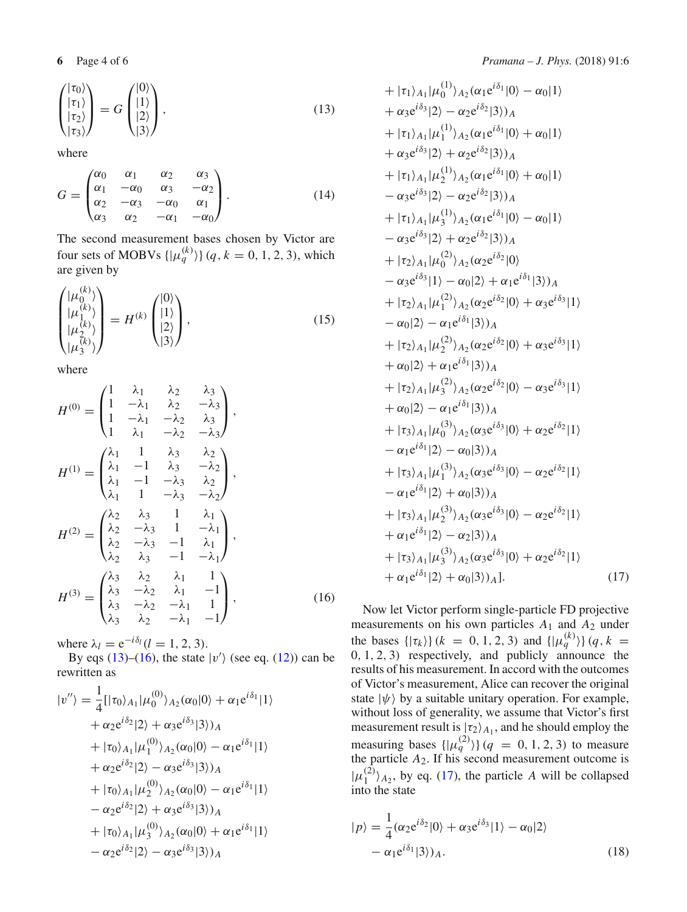$$
\begin{pmatrix} |\tau_0\rangle \\ |\tau_1\rangle \\ |\tau_2\rangle \\ |\tau_3\rangle \end{pmatrix} = G \begin{pmatrix} |0\rangle \\ |1\rangle \\ |2\rangle \\ |3\rangle \end{pmatrix}, \tag{13}
$$

where

$$
G = \begin{pmatrix} \alpha_0 & \alpha_1 & \alpha_2 & \alpha_3 \\ \alpha_1 & -\alpha_0 & \alpha_3 & -\alpha_2 \\ \alpha_2 & -\alpha_3 & -\alpha_0 & \alpha_1 \\ \alpha_3 & \alpha_2 & -\alpha_1 & -\alpha_0 \end{pmatrix}. \tag{14}
$$

The second measurement bases chosen by Victor are four sets of MOBVs $\{|\mu_q^{(k)}\rangle\}$ $(q, k = 0, 1, 2, 3)$, which are given by

$$
\begin{pmatrix} |\mu_0^{(k)}\rangle \\ |\mu_1^{(k)}\rangle \\ |\mu_2^{(k)}\rangle \\ |\mu_3^{(k)}\rangle \end{pmatrix} = H^{(k)} \begin{pmatrix} |0\rangle \\ |1\rangle \\ |2\rangle \\ |3\rangle \end{pmatrix}, \tag{15}
$$

where

$$
H^{(0)} = \begin{pmatrix} 1 & \lambda_1 & \lambda_2 & \lambda_3 \\ 1 & -\lambda_1 & \lambda_2 & -\lambda_3 \\ 1 & -\lambda_1 & -\lambda_2 & \lambda_3 \\ 1 & \lambda_1 & -\lambda_2 & -\lambda_3 \end{pmatrix},
$$

$$
H^{(1)} = \begin{pmatrix} \lambda_1 & 1 & \lambda_3 & \lambda_2 \\ \lambda_1 & -1 & \lambda_3 & -\lambda_2 \\ \lambda_1 & -1 & -\lambda_3 & \lambda_2 \\ \lambda_1 & 1 & -\lambda_3 & -\lambda_2 \end{pmatrix},
$$

$$
H^{(2)} = \begin{pmatrix} \lambda_2 & \lambda_3 & 1 & \lambda_1 \\ \lambda_2 & -\lambda_3 & 1 & -\lambda_1 \\ \lambda_2 & -\lambda_3 & -1 & \lambda_1 \\ \lambda_2 & \lambda_3 & -1 & -\lambda_1 \end{pmatrix},
$$

$$
H^{(3)} = \begin{pmatrix} \lambda_3 & \lambda_2 & \lambda_1 & 1 \\ \lambda_3 & -\lambda_2 & \lambda_1 & -1 \\ \lambda_3 & -\lambda_2 & -\lambda_1 & 1 \\ \lambda_3 & \lambda_2 & -\lambda_1 & -1 \end{pmatrix}, \tag{16}
$$

where $\lambda_l = \mathrm{e}^{-i\delta_l} (l = 1, 2, 3)$.

By eqs (13)–(16), the state $|v'\rangle$ (see eq. (12)) can be rewritten as

$$
\begin{aligned}
|v''\rangle = \frac{1}{4}[&|\tau_0\rangle_{A_1}|\mu_0^{(0)}\rangle_{A_2}(\alpha_0|0\rangle + \alpha_1\mathrm{e}^{i\delta_1}|1\rangle \\
&+ \alpha_2\mathrm{e}^{i\delta_2}|2\rangle + \alpha_3\mathrm{e}^{i\delta_3}|3\rangle)_A \\
&+ |\tau_0\rangle_{A_1}|\mu_1^{(0)}\rangle_{A_2}(\alpha_0|0\rangle - \alpha_1\mathrm{e}^{i\delta_1}|1\rangle \\
&+ \alpha_2\mathrm{e}^{i\delta_2}|2\rangle - \alpha_3\mathrm{e}^{i\delta_3}|3\rangle)_A \\
&+ |\tau_0\rangle_{A_1}|\mu_2^{(0)}\rangle_{A_2}(\alpha_0|0\rangle - \alpha_1\mathrm{e}^{i\delta_1}|1\rangle \\
&- \alpha_2\mathrm{e}^{i\delta_2}|2\rangle + \alpha_3\mathrm{e}^{i\delta_3}|3\rangle)_A \\
&+ |\tau_0\rangle_{A_1}|\mu_3^{(0)}\rangle_{A_2}(\alpha_0|0\rangle + \alpha_1\mathrm{e}^{i\delta_1}|1\rangle \\
&- \alpha_2\mathrm{e}^{i\delta_2}|2\rangle - \alpha_3\mathrm{e}^{i\delta_3}|3\rangle)_A \\
&+ |\tau_1\rangle_{A_1}|\mu_0^{(1)}\rangle_{A_2}(\alpha_1\mathrm{e}^{i\delta_1}|0\rangle - \alpha_0|1\rangle \\
&+ \alpha_3\mathrm{e}^{i\delta_3}|2\rangle - \alpha_2\mathrm{e}^{i\delta_2}|3\rangle)_A \\
&+ |\tau_1\rangle_{A_1}|\mu_1^{(1)}\rangle_{A_2}(\alpha_1\mathrm{e}^{i\delta_1}|0\rangle + \alpha_0|1\rangle \\
&+ \alpha_3\mathrm{e}^{i\delta_3}|2\rangle + \alpha_2\mathrm{e}^{i\delta_2}|3\rangle)_A \\
&+ |\tau_1\rangle_{A_1}|\mu_2^{(1)}\rangle_{A_2}(\alpha_1\mathrm{e}^{i\delta_1}|0\rangle + \alpha_0|1\rangle \\
&- \alpha_3\mathrm{e}^{i\delta_3}|2\rangle - \alpha_2\mathrm{e}^{i\delta_2}|3\rangle)_A \\
&+ |\tau_1\rangle_{A_1}|\mu_3^{(1)}\rangle_{A_2}(\alpha_1\mathrm{e}^{i\delta_1}|0\rangle - \alpha_0|1\rangle \\
&- \alpha_3\mathrm{e}^{i\delta_3}|2\rangle + \alpha_2\mathrm{e}^{i\delta_2}|3\rangle)_A \\
&+ |\tau_2\rangle_{A_1}|\mu_0^{(2)}\rangle_{A_2}(\alpha_2\mathrm{e}^{i\delta_2}|0\rangle \\
&- \alpha_3\mathrm{e}^{i\delta_3}|1\rangle - \alpha_0|2\rangle + \alpha_1\mathrm{e}^{i\delta_1}|3\rangle)_A \\
&+ |\tau_2\rangle_{A_1}|\mu_1^{(2)}\rangle_{A_2}(\alpha_2\mathrm{e}^{i\delta_2}|0\rangle + \alpha_3\mathrm{e}^{i\delta_3}|1\rangle \\
&- \alpha_0|2\rangle - \alpha_1\mathrm{e}^{i\delta_1}|3\rangle)_A \\
&+ |\tau_2\rangle_{A_1}|\mu_2^{(2)}\rangle_{A_2}(\alpha_2\mathrm{e}^{i\delta_2}|0\rangle + \alpha_3\mathrm{e}^{i\delta_3}|1\rangle \\
&+ \alpha_0|2\rangle + \alpha_1\mathrm{e}^{i\delta_1}|3\rangle)_A \\
&+ |\tau_2\rangle_{A_1}|\mu_3^{(2)}\rangle_{A_2}(\alpha_2\mathrm{e}^{i\delta_2}|0\rangle - \alpha_3\mathrm{e}^{i\delta_3}|1\rangle \\
&+ \alpha_0|2\rangle - \alpha_1\mathrm{e}^{i\delta_1}|3\rangle)_A \\
&+ |\tau_3\rangle_{A_1}|\mu_0^{(3)}\rangle_{A_2}(\alpha_3\mathrm{e}^{i\delta_3}|0\rangle + \alpha_2\mathrm{e}^{i\delta_2}|1\rangle \\
&- \alpha_1\mathrm{e}^{i\delta_1}|2\rangle - \alpha_0|3\rangle)_A \\
&+ |\tau_3\rangle_{A_1}|\mu_1^{(3)}\rangle_{A_2}(\alpha_3\mathrm{e}^{i\delta_3}|0\rangle - \alpha_2\mathrm{e}^{i\delta_2}|1\rangle \\
&- \alpha_1\mathrm{e}^{i\delta_1}|2\rangle + \alpha_0|3\rangle)_A \\
&+ |\tau_3\rangle_{A_1}|\mu_2^{(3)}\rangle_{A_2}(\alpha_3\mathrm{e}^{i\delta_3}|0\rangle - \alpha_2\mathrm{e}^{i\delta_2}|1\rangle \\
&+ \alpha_1\mathrm{e}^{i\delta_1}|2\rangle - \alpha_2|3\rangle)_A \\
&+ |\tau_3\rangle_{A_1}|\mu_3^{(3)}\rangle_{A_2}(\alpha_3\mathrm{e}^{i\delta_3}|0\rangle + \alpha_2\mathrm{e}^{i\delta_2}|1\rangle \\
&+ \alpha_1\mathrm{e}^{i\delta_1}|2\rangle + \alpha_0|3\rangle)_A].
\end{aligned} \tag{17}
$$

Now let Victor perform single-particle FD projective measurements on his own particles $A_1$ and $A_2$ under the bases $\{|\tau_k\rangle\}$ $(k = 0, 1, 2, 3)$ and $\{|\mu_q^{(k)}\rangle\}$ $(q, k = 0, 1, 2, 3)$ respectively, and publicly announce the results of his measurement. In accord with the outcomes of Victor's measurement, Alice can recover the original state $|\psi\rangle$ by a suitable unitary operation. For example, without loss of generality, we assume that Victor's first measurement result is $|\tau_2\rangle_{A_1}$, and he should employ the measuring bases $\{|\mu_q^{(2)}\rangle\}$ $(q = 0, 1, 2, 3)$ to measure the particle $A_2$. If his second measurement outcome is $|\mu_1^{(2)}\rangle_{A_2}$, by eq. (17), the particle $A$ will be collapsed into the state

$$
|p\rangle = \frac{1}{4}(\alpha_2\mathrm{e}^{i\delta_2}|0\rangle + \alpha_3\mathrm{e}^{i\delta_3}|1\rangle - \alpha_0|2\rangle - \alpha_1\mathrm{e}^{i\delta_1}|3\rangle)_A. \tag{18}
$$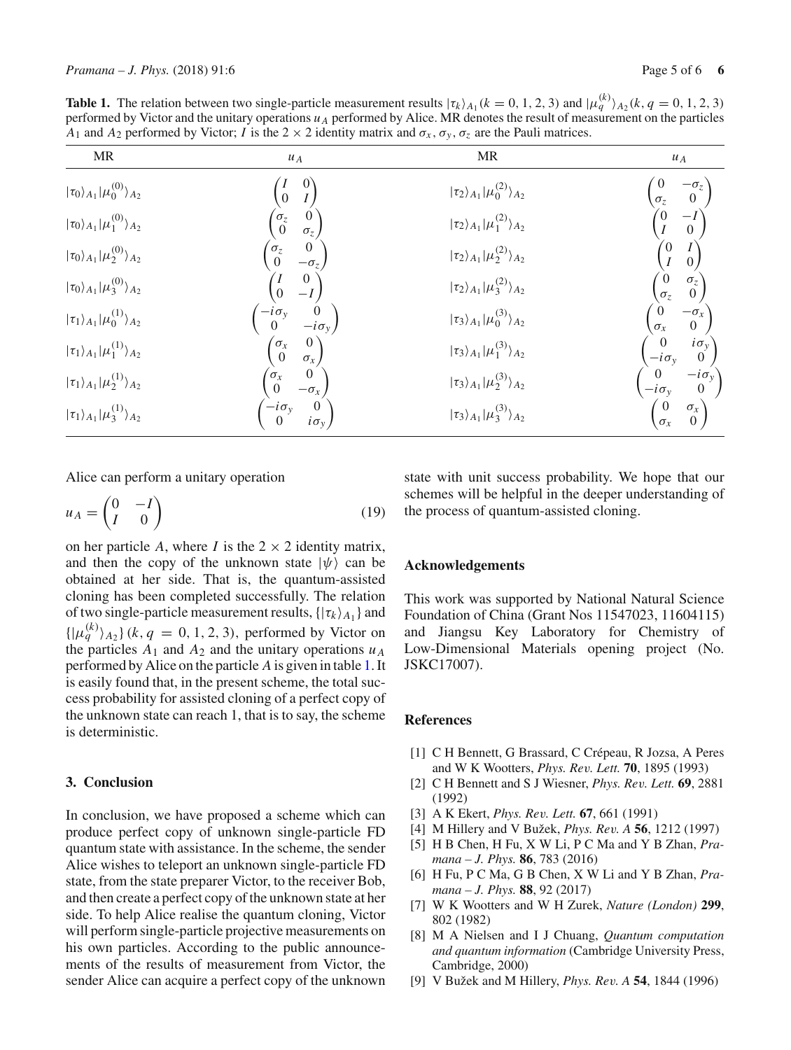**Table 1.** The relation between two single-particle measurement results $|\tau_k\rangle_{A_1} (k = 0, 1, 2, 3)$ and $|\mu_q^{(k)}\rangle_{A_2} (k, q = 0, 1, 2, 3)$ performed by Victor and the unitary operations $u_A$ performed by Alice. MR denotes the result of measurement on the particles $A_1$ and $A_2$ performed by Victor; $I$ is the $2 \times 2$ identity matrix and $\sigma_x$, $\sigma_y$, $\sigma_z$ are the Pauli matrices.

| MR | $u_A$ | MR | $u_A$ |
|---|---|---|---|
| $\|\tau_0\rangle_{A_1}\|\mu_0^{(0)}\rangle_{A_2}$ | $\begin{pmatrix} I & 0 \\ 0 & I \end{pmatrix}$ | $\|\tau_2\rangle_{A_1}\|\mu_0^{(2)}\rangle_{A_2}$ | $\begin{pmatrix} 0 & -\sigma_z \\ \sigma_z & 0 \end{pmatrix}$ |
| $\|\tau_0\rangle_{A_1}\|\mu_1^{(0)}\rangle_{A_2}$ | $\begin{pmatrix} \sigma_z & 0 \\ 0 & \sigma_z \end{pmatrix}$ | $\|\tau_2\rangle_{A_1}\|\mu_1^{(2)}\rangle_{A_2}$ | $\begin{pmatrix} 0 & -I \\ I & 0 \end{pmatrix}$ |
| $\|\tau_0\rangle_{A_1}\|\mu_2^{(0)}\rangle_{A_2}$ | $\begin{pmatrix} \sigma_z & 0 \\ 0 & -\sigma_z \end{pmatrix}$ | $\|\tau_2\rangle_{A_1}\|\mu_2^{(2)}\rangle_{A_2}$ | $\begin{pmatrix} 0 & I \\ I & 0 \end{pmatrix}$ |
| $\|\tau_0\rangle_{A_1}\|\mu_3^{(0)}\rangle_{A_2}$ | $\begin{pmatrix} I & 0 \\ 0 & -I \end{pmatrix}$ | $\|\tau_2\rangle_{A_1}\|\mu_3^{(2)}\rangle_{A_2}$ | $\begin{pmatrix} 0 & \sigma_z \\ \sigma_z & 0 \end{pmatrix}$ |
| $\|\tau_1\rangle_{A_1}\|\mu_0^{(1)}\rangle_{A_2}$ | $\begin{pmatrix} -i\sigma_y & 0 \\ 0 & -i\sigma_y \end{pmatrix}$ | $\|\tau_3\rangle_{A_1}\|\mu_0^{(3)}\rangle_{A_2}$ | $\begin{pmatrix} 0 & -\sigma_x \\ \sigma_x & 0 \end{pmatrix}$ |
| $\|\tau_1\rangle_{A_1}\|\mu_1^{(1)}\rangle_{A_2}$ | $\begin{pmatrix} \sigma_x & 0 \\ 0 & \sigma_x \end{pmatrix}$ | $\|\tau_3\rangle_{A_1}\|\mu_1^{(3)}\rangle_{A_2}$ | $\begin{pmatrix} 0 & i\sigma_y \\ -i\sigma_y & 0 \end{pmatrix}$ |
| $\|\tau_1\rangle_{A_1}\|\mu_2^{(1)}\rangle_{A_2}$ | $\begin{pmatrix} \sigma_x & 0 \\ 0 & -\sigma_x \end{pmatrix}$ | $\|\tau_3\rangle_{A_1}\|\mu_2^{(3)}\rangle_{A_2}$ | $\begin{pmatrix} 0 & -i\sigma_y \\ -i\sigma_y & 0 \end{pmatrix}$ |
| $\|\tau_1\rangle_{A_1}\|\mu_3^{(1)}\rangle_{A_2}$ | $\begin{pmatrix} -i\sigma_y & 0 \\ 0 & i\sigma_y \end{pmatrix}$ | $\|\tau_3\rangle_{A_1}\|\mu_3^{(3)}\rangle_{A_2}$ | $\begin{pmatrix} 0 & \sigma_x \\ \sigma_x & 0 \end{pmatrix}$ |

Alice can perform a unitary operation

$$u_A = \begin{pmatrix} 0 & -I \\ I & 0 \end{pmatrix} \tag{19}$$

on her particle $A$, where $I$ is the $2 \times 2$ identity matrix, and then the copy of the unknown state $|\psi\rangle$ can be obtained at her side. That is, the quantum-assisted cloning has been completed successfully. The relation of two single-particle measurement results, $\{|\tau_k\rangle_{A_1}\}$ and $\{|\mu_q^{(k)}\rangle_{A_2}\}$ $(k, q = 0, 1, 2, 3)$, performed by Victor on the particles $A_1$ and $A_2$ and the unitary operations $u_A$ performed by Alice on the particle $A$ is given in table 1. It is easily found that, in the present scheme, the total success probability for assisted cloning of a perfect copy of the unknown state can reach 1, that is to say, the scheme is deterministic.

## 3. Conclusion

In conclusion, we have proposed a scheme which can produce perfect copy of unknown single-particle FD quantum state with assistance. In the scheme, the sender Alice wishes to teleport an unknown single-particle FD state, from the state preparer Victor, to the receiver Bob, and then create a perfect copy of the unknown state at her side. To help Alice realise the quantum cloning, Victor will perform single-particle projective measurements on his own particles. According to the public announcements of the results of measurement from Victor, the sender Alice can acquire a perfect copy of the unknown state with unit success probability. We hope that our schemes will be helpful in the deeper understanding of the process of quantum-assisted cloning.

## Acknowledgements

This work was supported by National Natural Science Foundation of China (Grant Nos 11547023, 11604115) and Jiangsu Key Laboratory for Chemistry of Low-Dimensional Materials opening project (No. JSKC17007).

## References

[1] C H Bennett, G Brassard, C Crépeau, R Jozsa, A Peres and W K Wootters, *Phys. Rev. Lett.* **70**, 1895 (1993)

[2] C H Bennett and S J Wiesner, *Phys. Rev. Lett.* **69**, 2881 (1992)

[3] A K Ekert, *Phys. Rev. Lett.* **67**, 661 (1991)

[4] M Hillery and V Bužek, *Phys. Rev. A* **56**, 1212 (1997)

[5] H B Chen, H Fu, X W Li, P C Ma and Y B Zhan, *Pramana – J. Phys.* **86**, 783 (2016)

[6] H Fu, P C Ma, G B Chen, X W Li and Y B Zhan, *Pramana – J. Phys.* **88**, 92 (2017)

[7] W K Wootters and W H Zurek, *Nature (London)* **299**, 802 (1982)

[8] M A Nielsen and I J Chuang, *Quantum computation and quantum information* (Cambridge University Press, Cambridge, 2000)

[9] V Bužek and M Hillery, *Phys. Rev. A* **54**, 1844 (1996)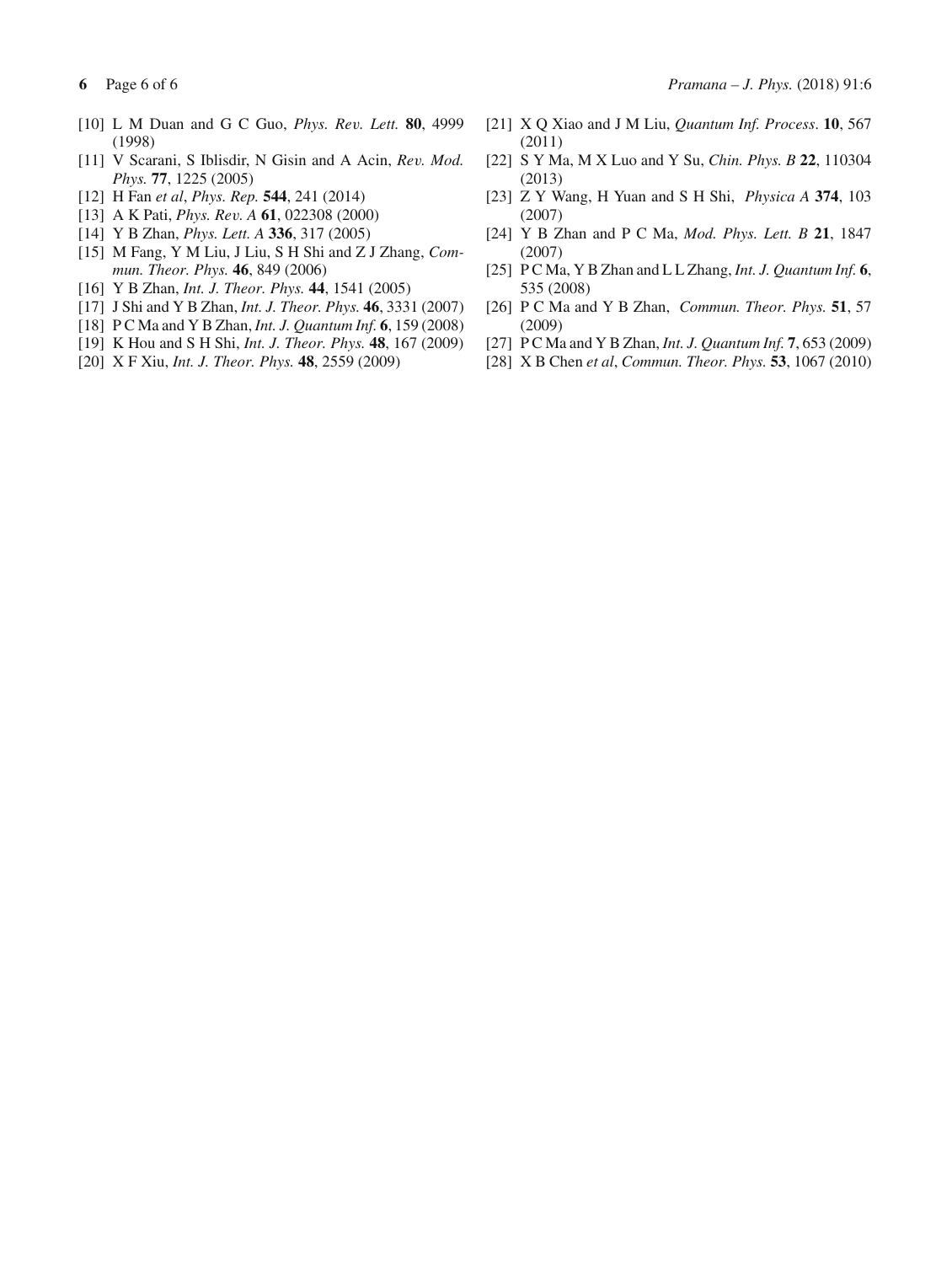[10] L M Duan and G C Guo, *Phys. Rev. Lett.* **80**, 4999 (1998)
[11] V Scarani, S Iblisdir, N Gisin and A Acin, *Rev. Mod. Phys.* **77**, 1225 (2005)
[12] H Fan *et al*, *Phys. Rep.* **544**, 241 (2014)
[13] A K Pati, *Phys. Rev. A* **61**, 022308 (2000)
[14] Y B Zhan, *Phys. Lett. A* **336**, 317 (2005)
[15] M Fang, Y M Liu, J Liu, S H Shi and Z J Zhang, *Commun. Theor. Phys.* **46**, 849 (2006)
[16] Y B Zhan, *Int. J. Theor. Phys.* **44**, 1541 (2005)
[17] J Shi and Y B Zhan, *Int. J. Theor. Phys.* **46**, 3331 (2007)
[18] P C Ma and Y B Zhan, *Int. J. Quantum Inf.* **6**, 159 (2008)
[19] K Hou and S H Shi, *Int. J. Theor. Phys.* **48**, 167 (2009)
[20] X F Xiu, *Int. J. Theor. Phys.* **48**, 2559 (2009)
[21] X Q Xiao and J M Liu, *Quantum Inf. Process.* **10**, 567 (2011)
[22] S Y Ma, M X Luo and Y Su, *Chin. Phys. B* **22**, 110304 (2013)
[23] Z Y Wang, H Yuan and S H Shi, *Physica A* **374**, 103 (2007)
[24] Y B Zhan and P C Ma, *Mod. Phys. Lett. B* **21**, 1847 (2007)
[25] P C Ma, Y B Zhan and L L Zhang, *Int. J. Quantum Inf.* **6**, 535 (2008)
[26] P C Ma and Y B Zhan, *Commun. Theor. Phys.* **51**, 57 (2009)
[27] P C Ma and Y B Zhan, *Int. J. Quantum Inf.* **7**, 653 (2009)
[28] X B Chen *et al*, *Commun. Theor. Phys.* **53**, 1067 (2010)